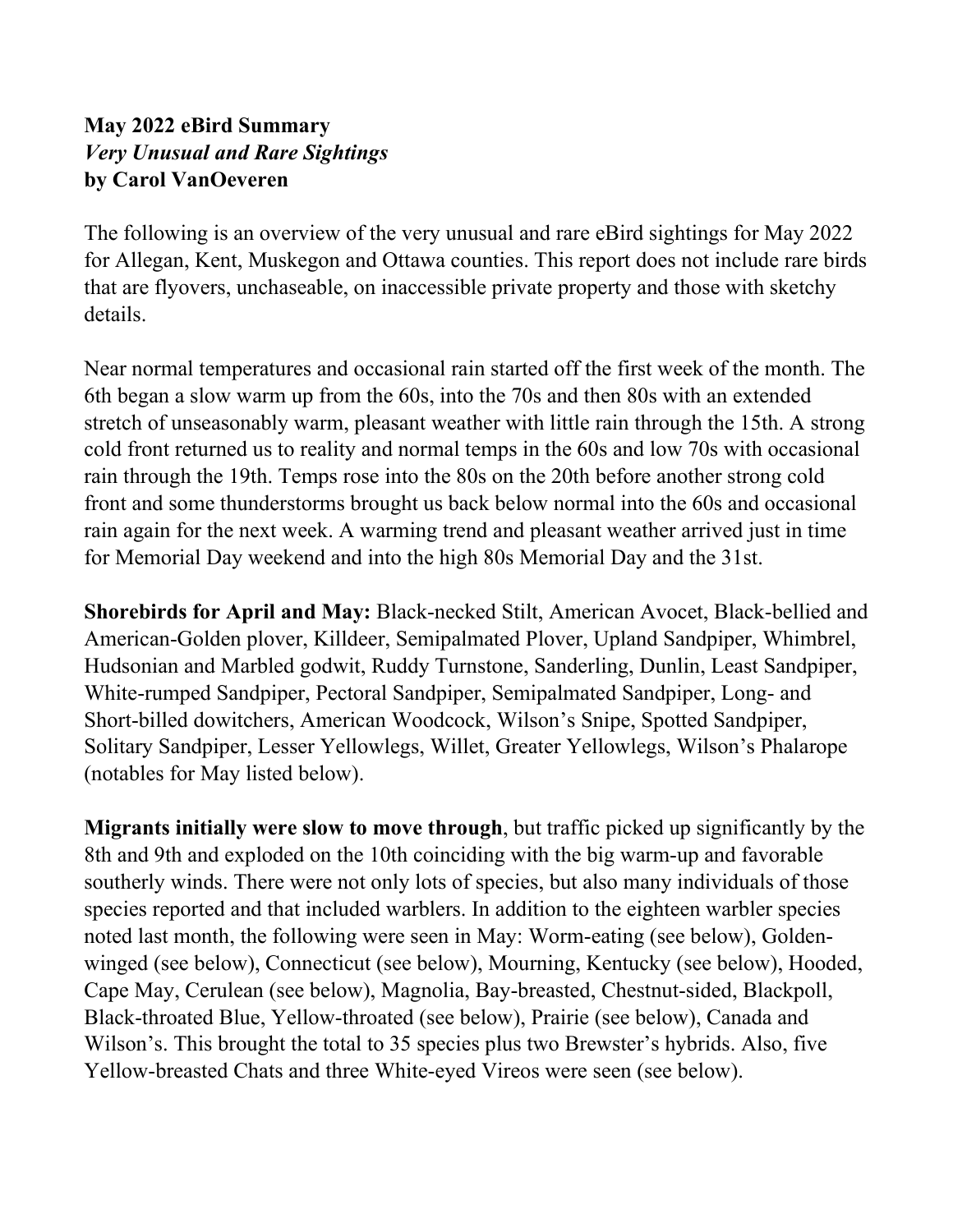**May 2022 eBird Summary**
***Very Unusual and Rare Sightings***
**by Carol VanOeveren**

The following is an overview of the very unusual and rare eBird sightings for May 2022 for Allegan, Kent, Muskegon and Ottawa counties. This report does not include rare birds that are flyovers, unchaseable, on inaccessible private property and those with sketchy details.

Near normal temperatures and occasional rain started off the first week of the month. The 6th began a slow warm up from the 60s, into the 70s and then 80s with an extended stretch of unseasonably warm, pleasant weather with little rain through the 15th. A strong cold front returned us to reality and normal temps in the 60s and low 70s with occasional rain through the 19th. Temps rose into the 80s on the 20th before another strong cold front and some thunderstorms brought us back below normal into the 60s and occasional rain again for the next week. A warming trend and pleasant weather arrived just in time for Memorial Day weekend and into the high 80s Memorial Day and the 31st.

**Shorebirds for April and May:** Black-necked Stilt, American Avocet, Black-bellied and American-Golden plover, Killdeer, Semipalmated Plover, Upland Sandpiper, Whimbrel, Hudsonian and Marbled godwit, Ruddy Turnstone, Sanderling, Dunlin, Least Sandpiper, White-rumped Sandpiper, Pectoral Sandpiper, Semipalmated Sandpiper, Long- and Short-billed dowitchers, American Woodcock, Wilson's Snipe, Spotted Sandpiper, Solitary Sandpiper, Lesser Yellowlegs, Willet, Greater Yellowlegs, Wilson's Phalarope (notables for May listed below).

**Migrants initially were slow to move through**, but traffic picked up significantly by the 8th and 9th and exploded on the 10th coinciding with the big warm-up and favorable southerly winds. There were not only lots of species, but also many individuals of those species reported and that included warblers. In addition to the eighteen warbler species noted last month, the following were seen in May: Worm-eating (see below), Golden-winged (see below), Connecticut (see below), Mourning, Kentucky (see below), Hooded, Cape May, Cerulean (see below), Magnolia, Bay-breasted, Chestnut-sided, Blackpoll, Black-throated Blue, Yellow-throated (see below), Prairie (see below), Canada and Wilson's. This brought the total to 35 species plus two Brewster's hybrids. Also, five Yellow-breasted Chats and three White-eyed Vireos were seen (see below).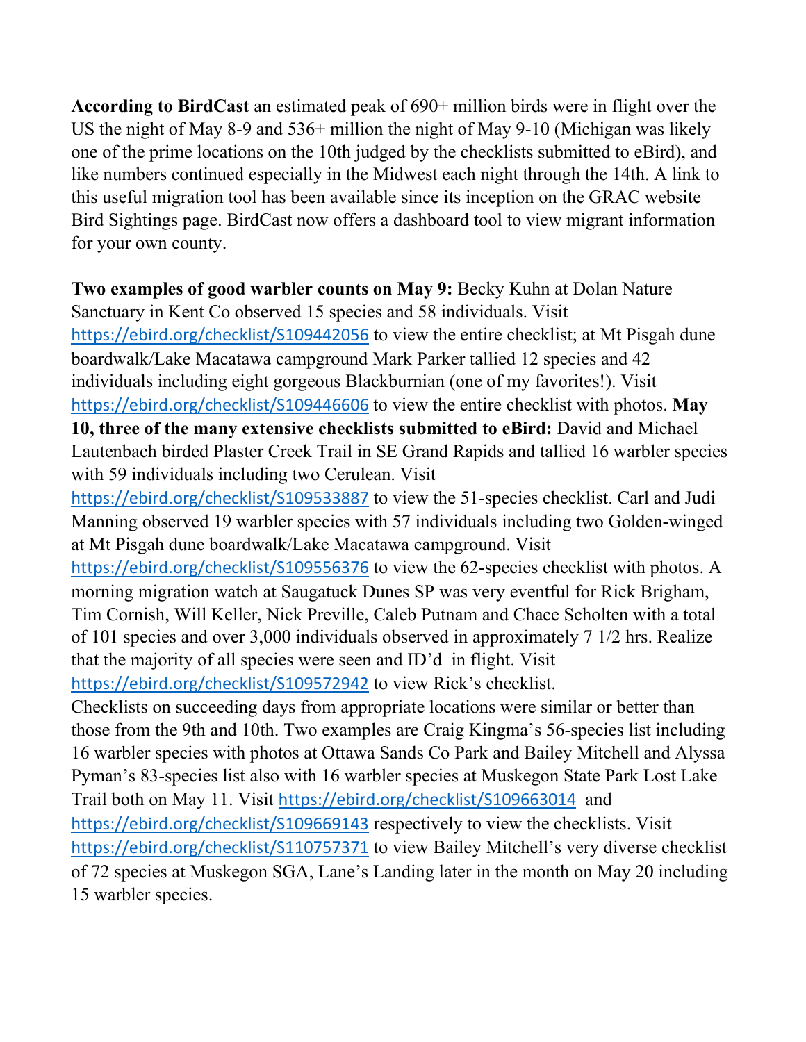**According to BirdCast** an estimated peak of 690+ million birds were in flight over the US the night of May 8-9 and 536+ million the night of May 9-10 (Michigan was likely one of the prime locations on the 10th judged by the checklists submitted to eBird), and like numbers continued especially in the Midwest each night through the 14th. A link to this useful migration tool has been available since its inception on the GRAC website Bird Sightings page. BirdCast now offers a dashboard tool to view migrant information for your own county.

**Two examples of good warbler counts on May 9:** Becky Kuhn at Dolan Nature Sanctuary in Kent Co observed 15 species and 58 individuals. Visit https://ebird.org/checklist/S109442056 to view the entire checklist; at Mt Pisgah dune boardwalk/Lake Macatawa campground Mark Parker tallied 12 species and 42 individuals including eight gorgeous Blackburnian (one of my favorites!). Visit https://ebird.org/checklist/S109446606 to view the entire checklist with photos. **May 10, three of the many extensive checklists submitted to eBird:** David and Michael Lautenbach birded Plaster Creek Trail in SE Grand Rapids and tallied 16 warbler species with 59 individuals including two Cerulean. Visit https://ebird.org/checklist/S109533887 to view the 51-species checklist. Carl and Judi Manning observed 19 warbler species with 57 individuals including two Golden-winged at Mt Pisgah dune boardwalk/Lake Macatawa campground. Visit https://ebird.org/checklist/S109556376 to view the 62-species checklist with photos. A morning migration watch at Saugatuck Dunes SP was very eventful for Rick Brigham, Tim Cornish, Will Keller, Nick Preville, Caleb Putnam and Chace Scholten with a total of 101 species and over 3,000 individuals observed in approximately 7 1/2 hrs. Realize that the majority of all species were seen and ID'd in flight. Visit https://ebird.org/checklist/S109572942 to view Rick's checklist.
Checklists on succeeding days from appropriate locations were similar or better than those from the 9th and 10th. Two examples are Craig Kingma's 56-species list including 16 warbler species with photos at Ottawa Sands Co Park and Bailey Mitchell and Alyssa Pyman's 83-species list also with 16 warbler species at Muskegon State Park Lost Lake Trail both on May 11. Visit https://ebird.org/checklist/S109663014 and https://ebird.org/checklist/S109669143 respectively to view the checklists. Visit https://ebird.org/checklist/S110757371 to view Bailey Mitchell's very diverse checklist of 72 species at Muskegon SGA, Lane's Landing later in the month on May 20 including 15 warbler species.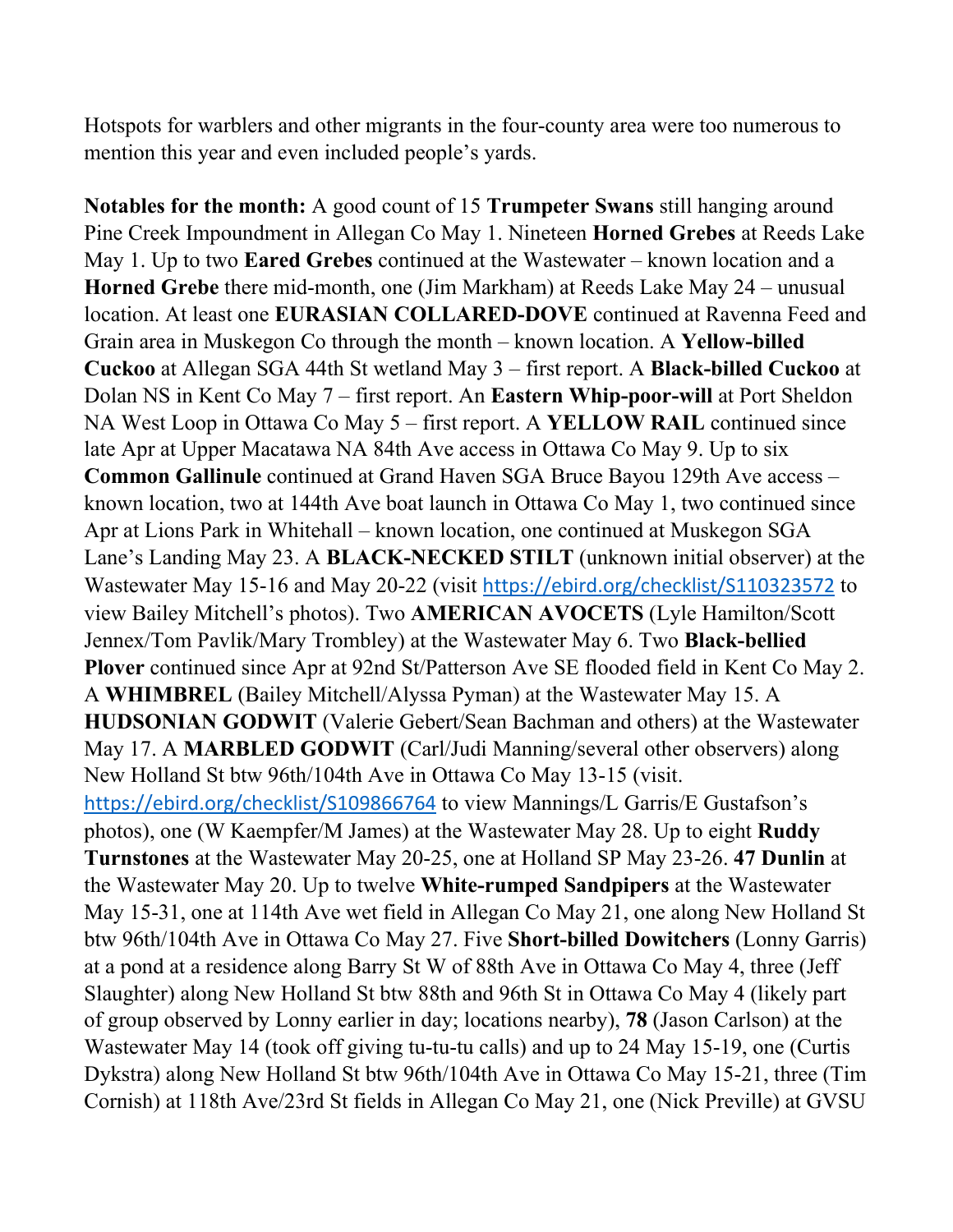Hotspots for warblers and other migrants in the four-county area were too numerous to mention this year and even included people's yards.

**Notables for the month:** A good count of 15 **Trumpeter Swans** still hanging around Pine Creek Impoundment in Allegan Co May 1. Nineteen **Horned Grebes** at Reeds Lake May 1. Up to two **Eared Grebes** continued at the Wastewater – known location and a **Horned Grebe** there mid-month, one (Jim Markham) at Reeds Lake May 24 – unusual location. At least one **EURASIAN COLLARED-DOVE** continued at Ravenna Feed and Grain area in Muskegon Co through the month – known location. A **Yellow-billed Cuckoo** at Allegan SGA 44th St wetland May 3 – first report. A **Black-billed Cuckoo** at Dolan NS in Kent Co May 7 – first report. An **Eastern Whip-poor-will** at Port Sheldon NA West Loop in Ottawa Co May 5 – first report. A **YELLOW RAIL** continued since late Apr at Upper Macatawa NA 84th Ave access in Ottawa Co May 9. Up to six **Common Gallinule** continued at Grand Haven SGA Bruce Bayou 129th Ave access – known location, two at 144th Ave boat launch in Ottawa Co May 1, two continued since Apr at Lions Park in Whitehall – known location, one continued at Muskegon SGA Lane's Landing May 23. A **BLACK-NECKED STILT** (unknown initial observer) at the Wastewater May 15-16 and May 20-22 (visit https://ebird.org/checklist/S110323572 to view Bailey Mitchell's photos). Two **AMERICAN AVOCETS** (Lyle Hamilton/Scott Jennex/Tom Pavlik/Mary Trombley) at the Wastewater May 6. Two **Black-bellied Plover** continued since Apr at 92nd St/Patterson Ave SE flooded field in Kent Co May 2. A **WHIMBREL** (Bailey Mitchell/Alyssa Pyman) at the Wastewater May 15. A **HUDSONIAN GODWIT** (Valerie Gebert/Sean Bachman and others) at the Wastewater May 17. A **MARBLED GODWIT** (Carl/Judi Manning/several other observers) along New Holland St btw 96th/104th Ave in Ottawa Co May 13-15 (visit. https://ebird.org/checklist/S109866764 to view Mannings/L Garris/E Gustafson's photos), one (W Kaempfer/M James) at the Wastewater May 28. Up to eight **Ruddy Turnstones** at the Wastewater May 20-25, one at Holland SP May 23-26. **47 Dunlin** at the Wastewater May 20. Up to twelve **White-rumped Sandpipers** at the Wastewater May 15-31, one at 114th Ave wet field in Allegan Co May 21, one along New Holland St btw 96th/104th Ave in Ottawa Co May 27. Five **Short-billed Dowitchers** (Lonny Garris) at a pond at a residence along Barry St W of 88th Ave in Ottawa Co May 4, three (Jeff Slaughter) along New Holland St btw 88th and 96th St in Ottawa Co May 4 (likely part of group observed by Lonny earlier in day; locations nearby), **78** (Jason Carlson) at the Wastewater May 14 (took off giving tu-tu-tu calls) and up to 24 May 15-19, one (Curtis Dykstra) along New Holland St btw 96th/104th Ave in Ottawa Co May 15-21, three (Tim Cornish) at 118th Ave/23rd St fields in Allegan Co May 21, one (Nick Preville) at GVSU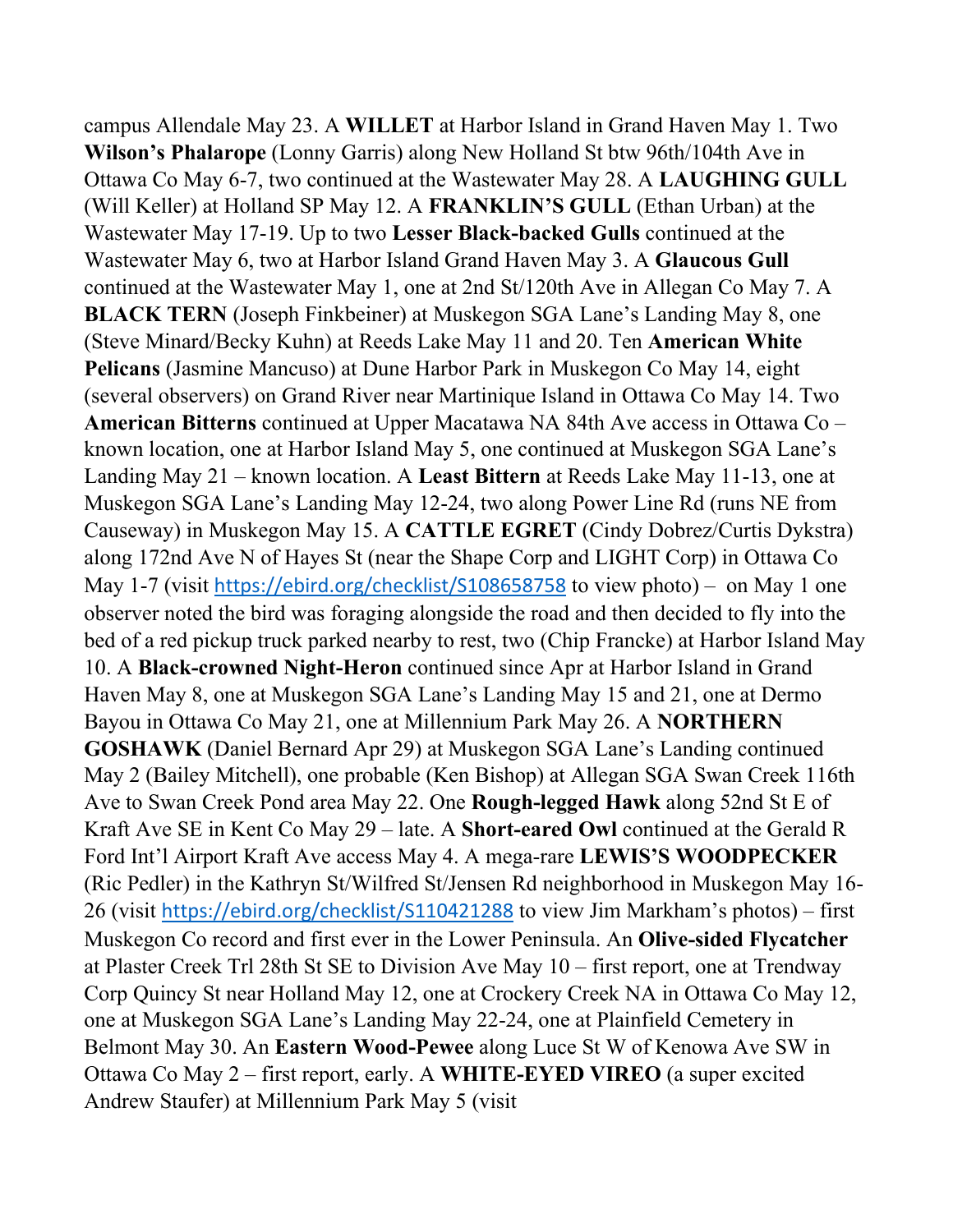campus Allendale May 23. A **WILLET** at Harbor Island in Grand Haven May 1. Two **Wilson's Phalarope** (Lonny Garris) along New Holland St btw 96th/104th Ave in Ottawa Co May 6-7, two continued at the Wastewater May 28. A **LAUGHING GULL** (Will Keller) at Holland SP May 12. A **FRANKLIN'S GULL** (Ethan Urban) at the Wastewater May 17-19. Up to two **Lesser Black-backed Gulls** continued at the Wastewater May 6, two at Harbor Island Grand Haven May 3. A **Glaucous Gull** continued at the Wastewater May 1, one at 2nd St/120th Ave in Allegan Co May 7. A **BLACK TERN** (Joseph Finkbeiner) at Muskegon SGA Lane's Landing May 8, one (Steve Minard/Becky Kuhn) at Reeds Lake May 11 and 20. Ten **American White Pelicans** (Jasmine Mancuso) at Dune Harbor Park in Muskegon Co May 14, eight (several observers) on Grand River near Martinique Island in Ottawa Co May 14. Two **American Bitterns** continued at Upper Macatawa NA 84th Ave access in Ottawa Co – known location, one at Harbor Island May 5, one continued at Muskegon SGA Lane's Landing May 21 – known location. A **Least Bittern** at Reeds Lake May 11-13, one at Muskegon SGA Lane's Landing May 12-24, two along Power Line Rd (runs NE from Causeway) in Muskegon May 15. A **CATTLE EGRET** (Cindy Dobrez/Curtis Dykstra) along 172nd Ave N of Hayes St (near the Shape Corp and LIGHT Corp) in Ottawa Co May 1-7 (visit https://ebird.org/checklist/S108658758 to view photo) – on May 1 one observer noted the bird was foraging alongside the road and then decided to fly into the bed of a red pickup truck parked nearby to rest, two (Chip Francke) at Harbor Island May 10. A **Black-crowned Night-Heron** continued since Apr at Harbor Island in Grand Haven May 8, one at Muskegon SGA Lane's Landing May 15 and 21, one at Dermo Bayou in Ottawa Co May 21, one at Millennium Park May 26. A **NORTHERN GOSHAWK** (Daniel Bernard Apr 29) at Muskegon SGA Lane's Landing continued May 2 (Bailey Mitchell), one probable (Ken Bishop) at Allegan SGA Swan Creek 116th Ave to Swan Creek Pond area May 22. One **Rough-legged Hawk** along 52nd St E of Kraft Ave SE in Kent Co May 29 – late. A **Short-eared Owl** continued at the Gerald R Ford Int'l Airport Kraft Ave access May 4. A mega-rare **LEWIS'S WOODPECKER** (Ric Pedler) in the Kathryn St/Wilfred St/Jensen Rd neighborhood in Muskegon May 16-26 (visit https://ebird.org/checklist/S110421288 to view Jim Markham's photos) – first Muskegon Co record and first ever in the Lower Peninsula. An **Olive-sided Flycatcher** at Plaster Creek Trl 28th St SE to Division Ave May 10 – first report, one at Trendway Corp Quincy St near Holland May 12, one at Crockery Creek NA in Ottawa Co May 12, one at Muskegon SGA Lane's Landing May 22-24, one at Plainfield Cemetery in Belmont May 30. An **Eastern Wood-Pewee** along Luce St W of Kenowa Ave SW in Ottawa Co May 2 – first report, early. A **WHITE-EYED VIREO** (a super excited Andrew Staufer) at Millennium Park May 5 (visit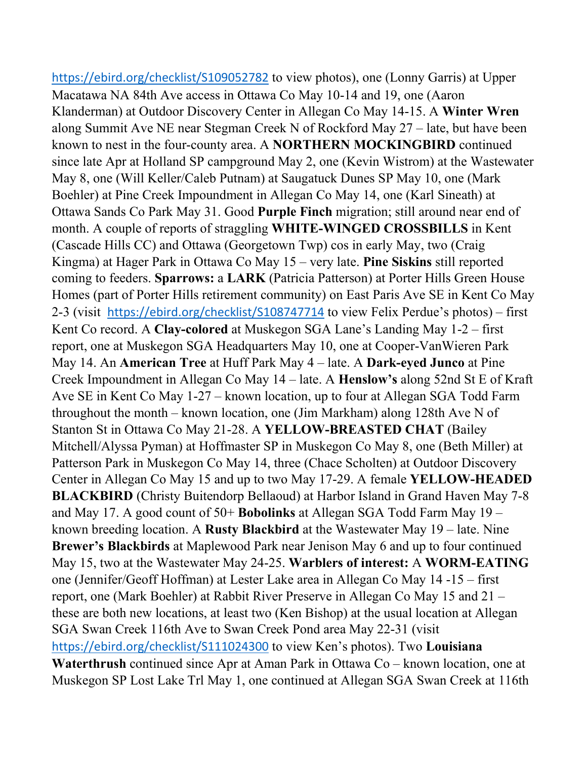https://ebird.org/checklist/S109052782 to view photos), one (Lonny Garris) at Upper Macatawa NA 84th Ave access in Ottawa Co May 10-14 and 19, one (Aaron Klanderman) at Outdoor Discovery Center in Allegan Co May 14-15. A **Winter Wren** along Summit Ave NE near Stegman Creek N of Rockford May 27 – late, but have been known to nest in the four-county area. A **NORTHERN MOCKINGBIRD** continued since late Apr at Holland SP campground May 2, one (Kevin Wistrom) at the Wastewater May 8, one (Will Keller/Caleb Putnam) at Saugatuck Dunes SP May 10, one (Mark Boehler) at Pine Creek Impoundment in Allegan Co May 14, one (Karl Sineath) at Ottawa Sands Co Park May 31. Good **Purple Finch** migration; still around near end of month. A couple of reports of straggling **WHITE-WINGED CROSSBILLS** in Kent (Cascade Hills CC) and Ottawa (Georgetown Twp) cos in early May, two (Craig Kingma) at Hager Park in Ottawa Co May 15 – very late. **Pine Siskins** still reported coming to feeders. **Sparrows:** a **LARK** (Patricia Patterson) at Porter Hills Green House Homes (part of Porter Hills retirement community) on East Paris Ave SE in Kent Co May 2-3 (visit https://ebird.org/checklist/S108747714 to view Felix Perdue's photos) – first Kent Co record. A **Clay-colored** at Muskegon SGA Lane's Landing May 1-2 – first report, one at Muskegon SGA Headquarters May 10, one at Cooper-VanWieren Park May 14. An **American Tree** at Huff Park May 4 – late. A **Dark-eyed Junco** at Pine Creek Impoundment in Allegan Co May 14 – late. A **Henslow's** along 52nd St E of Kraft Ave SE in Kent Co May 1-27 – known location, up to four at Allegan SGA Todd Farm throughout the month – known location, one (Jim Markham) along 128th Ave N of Stanton St in Ottawa Co May 21-28. A **YELLOW-BREASTED CHAT** (Bailey Mitchell/Alyssa Pyman) at Hoffmaster SP in Muskegon Co May 8, one (Beth Miller) at Patterson Park in Muskegon Co May 14, three (Chace Scholten) at Outdoor Discovery Center in Allegan Co May 15 and up to two May 17-29. A female **YELLOW-HEADED BLACKBIRD** (Christy Buitendorp Bellaoud) at Harbor Island in Grand Haven May 7-8 and May 17. A good count of 50+ **Bobolinks** at Allegan SGA Todd Farm May 19 – known breeding location. A **Rusty Blackbird** at the Wastewater May 19 – late. Nine **Brewer's Blackbirds** at Maplewood Park near Jenison May 6 and up to four continued May 15, two at the Wastewater May 24-25. **Warblers of interest:** A **WORM-EATING** one (Jennifer/Geoff Hoffman) at Lester Lake area in Allegan Co May 14 -15 – first report, one (Mark Boehler) at Rabbit River Preserve in Allegan Co May 15 and 21 – these are both new locations, at least two (Ken Bishop) at the usual location at Allegan SGA Swan Creek 116th Ave to Swan Creek Pond area May 22-31 (visit https://ebird.org/checklist/S111024300 to view Ken's photos). Two **Louisiana Waterthrush** continued since Apr at Aman Park in Ottawa Co – known location, one at Muskegon SP Lost Lake Trl May 1, one continued at Allegan SGA Swan Creek at 116th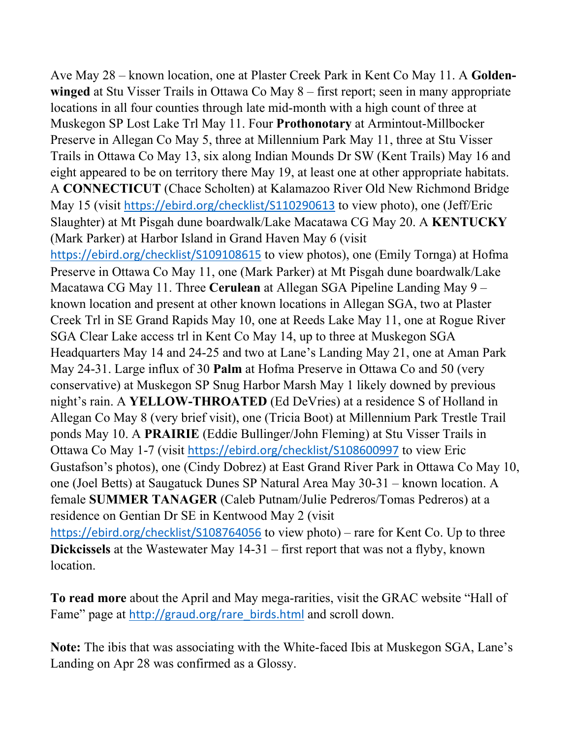Ave May 28 – known location, one at Plaster Creek Park in Kent Co May 11. A **Golden-winged** at Stu Visser Trails in Ottawa Co May 8 – first report; seen in many appropriate locations in all four counties through late mid-month with a high count of three at Muskegon SP Lost Lake Trl May 11. Four **Prothonotary** at Armintout-Millbocker Preserve in Allegan Co May 5, three at Millennium Park May 11, three at Stu Visser Trails in Ottawa Co May 13, six along Indian Mounds Dr SW (Kent Trails) May 16 and eight appeared to be on territory there May 19, at least one at other appropriate habitats. A **CONNECTICUT** (Chace Scholten) at Kalamazoo River Old New Richmond Bridge May 15 (visit https://ebird.org/checklist/S110290613 to view photo), one (Jeff/Eric Slaughter) at Mt Pisgah dune boardwalk/Lake Macatawa CG May 20. A **KENTUCKY** (Mark Parker) at Harbor Island in Grand Haven May 6 (visit https://ebird.org/checklist/S109108615 to view photos), one (Emily Tornga) at Hofma Preserve in Ottawa Co May 11, one (Mark Parker) at Mt Pisgah dune boardwalk/Lake Macatawa CG May 11. Three **Cerulean** at Allegan SGA Pipeline Landing May 9 – known location and present at other known locations in Allegan SGA, two at Plaster Creek Trl in SE Grand Rapids May 10, one at Reeds Lake May 11, one at Rogue River SGA Clear Lake access trl in Kent Co May 14, up to three at Muskegon SGA Headquarters May 14 and 24-25 and two at Lane's Landing May 21, one at Aman Park May 24-31. Large influx of 30 **Palm** at Hofma Preserve in Ottawa Co and 50 (very conservative) at Muskegon SP Snug Harbor Marsh May 1 likely downed by previous night's rain. A **YELLOW-THROATED** (Ed DeVries) at a residence S of Holland in Allegan Co May 8 (very brief visit), one (Tricia Boot) at Millennium Park Trestle Trail ponds May 10. A **PRAIRIE** (Eddie Bullinger/John Fleming) at Stu Visser Trails in Ottawa Co May 1-7 (visit https://ebird.org/checklist/S108600997 to view Eric Gustafson's photos), one (Cindy Dobrez) at East Grand River Park in Ottawa Co May 10, one (Joel Betts) at Saugatuck Dunes SP Natural Area May 30-31 – known location. A female **SUMMER TANAGER** (Caleb Putnam/Julie Pedreros/Tomas Pedreros) at a residence on Gentian Dr SE in Kentwood May 2 (visit https://ebird.org/checklist/S108764056 to view photo) – rare for Kent Co. Up to three **Dickcissels** at the Wastewater May 14-31 – first report that was not a flyby, known location.

**To read more** about the April and May mega-rarities, visit the GRAC website "Hall of Fame" page at http://graud.org/rare_birds.html and scroll down.

**Note:** The ibis that was associating with the White-faced Ibis at Muskegon SGA, Lane's Landing on Apr 28 was confirmed as a Glossy.